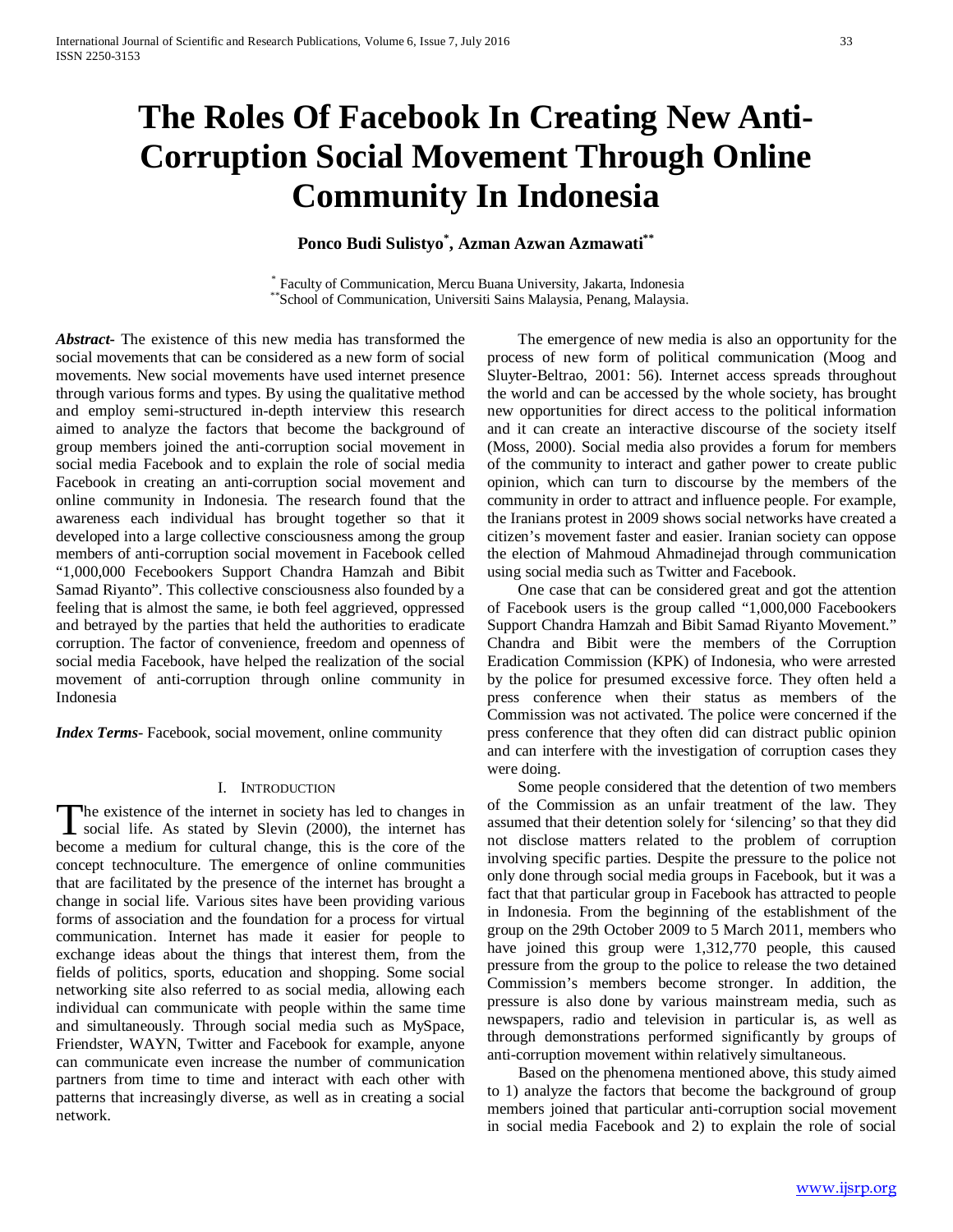# The Roles Of Facebook In Creating New Anti-Corruption Social Movement Through Online Community In Indonesia

**Ponco Budi Sulistyo[*], Azman Azwan Azmawati[**]**

[*] Faculty of Communication, Mercu Buana University, Jakarta, Indonesia
[**]School of Communication, Universiti Sains Malaysia, Penang, Malaysia.

***Abstract***- The existence of this new media has transformed the social movements that can be considered as a new form of social movements. New social movements have used internet presence through various forms and types. By using the qualitative method and employ semi-structured in-depth interview this research aimed to analyze the factors that become the background of group members joined the anti-corruption social movement in social media Facebook and to explain the role of social media Facebook in creating an anti-corruption social movement and online community in Indonesia. The research found that the awareness each individual has brought together so that it developed into a large collective consciousness among the group members of anti-corruption social movement in Facebook celled "1,000,000 Fecebookers Support Chandra Hamzah and Bibit Samad Riyanto". This collective consciousness also founded by a feeling that is almost the same, ie both feel aggrieved, oppressed and betrayed by the parties that held the authorities to eradicate corruption. The factor of convenience, freedom and openness of social media Facebook, have helped the realization of the social movement of anti-corruption through online community in Indonesia

***Index Terms***- Facebook, social movement, online community

## I. Introduction

The existence of the internet in society has led to changes in social life. As stated by Slevin (2000), the internet has become a medium for cultural change, this is the core of the concept technoculture. The emergence of online communities that are facilitated by the presence of the internet has brought a change in social life. Various sites have been providing various forms of association and the foundation for a process for virtual communication. Internet has made it easier for people to exchange ideas about the things that interest them, from the fields of politics, sports, education and shopping. Some social networking site also referred to as social media, allowing each individual can communicate with people within the same time and simultaneously. Through social media such as MySpace, Friendster, WAYN, Twitter and Facebook for example, anyone can communicate even increase the number of communication partners from time to time and interact with each other with patterns that increasingly diverse, as well as in creating a social network.

The emergence of new media is also an opportunity for the process of new form of political communication (Moog and Sluyter-Beltrao, 2001: 56). Internet access spreads throughout the world and can be accessed by the whole society, has brought new opportunities for direct access to the political information and it can create an interactive discourse of the society itself (Moss, 2000). Social media also provides a forum for members of the community to interact and gather power to create public opinion, which can turn to discourse by the members of the community in order to attract and influence people. For example, the Iranians protest in 2009 shows social networks have created a citizen's movement faster and easier. Iranian society can oppose the election of Mahmoud Ahmadinejad through communication using social media such as Twitter and Facebook.

One case that can be considered great and got the attention of Facebook users is the group called "1,000,000 Facebookers Support Chandra Hamzah and Bibit Samad Riyanto Movement." Chandra and Bibit were the members of the Corruption Eradication Commission (KPK) of Indonesia, who were arrested by the police for presumed excessive force. They often held a press conference when their status as members of the Commission was not activated. The police were concerned if the press conference that they often did can distract public opinion and can interfere with the investigation of corruption cases they were doing.

Some people considered that the detention of two members of the Commission as an unfair treatment of the law. They assumed that their detention solely for 'silencing' so that they did not disclose matters related to the problem of corruption involving specific parties. Despite the pressure to the police not only done through social media groups in Facebook, but it was a fact that that particular group in Facebook has attracted to people in Indonesia. From the beginning of the establishment of the group on the 29th October 2009 to 5 March 2011, members who have joined this group were 1,312,770 people, this caused pressure from the group to the police to release the two detained Commission's members become stronger. In addition, the pressure is also done by various mainstream media, such as newspapers, radio and television in particular is, as well as through demonstrations performed significantly by groups of anti-corruption movement within relatively simultaneous.

Based on the phenomena mentioned above, this study aimed to 1) analyze the factors that become the background of group members joined that particular anti-corruption social movement in social media Facebook and 2) to explain the role of social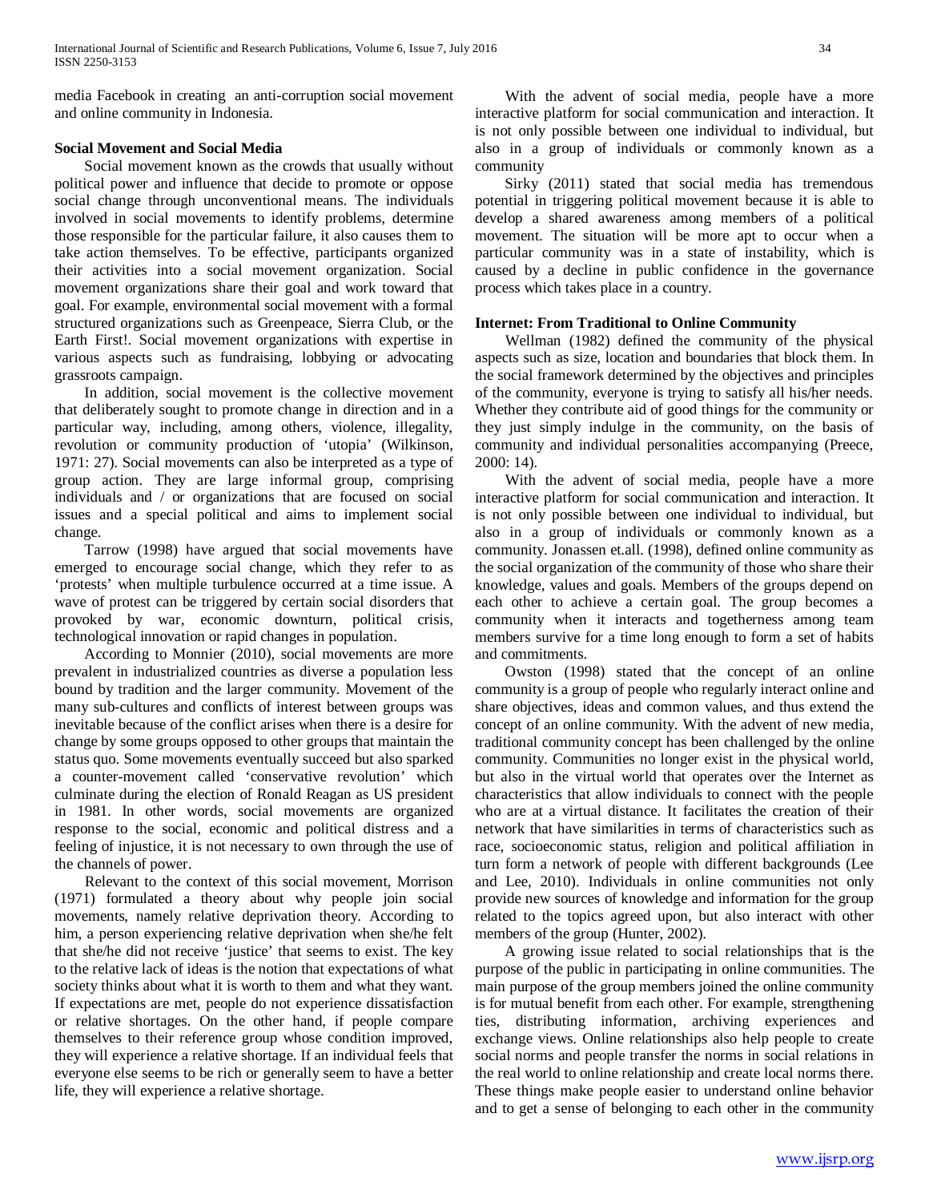media Facebook in creating an anti-corruption social movement and online community in Indonesia.

### Social Movement and Social Media

Social movement known as the crowds that usually without political power and influence that decide to promote or oppose social change through unconventional means. The individuals involved in social movements to identify problems, determine those responsible for the particular failure, it also causes them to take action themselves. To be effective, participants organized their activities into a social movement organization. Social movement organizations share their goal and work toward that goal. For example, environmental social movement with a formal structured organizations such as Greenpeace, Sierra Club, or the Earth First!. Social movement organizations with expertise in various aspects such as fundraising, lobbying or advocating grassroots campaign.

In addition, social movement is the collective movement that deliberately sought to promote change in direction and in a particular way, including, among others, violence, illegality, revolution or community production of 'utopia' (Wilkinson, 1971: 27). Social movements can also be interpreted as a type of group action. They are large informal group, comprising individuals and / or organizations that are focused on social issues and a special political and aims to implement social change.

Tarrow (1998) have argued that social movements have emerged to encourage social change, which they refer to as 'protests' when multiple turbulence occurred at a time issue. A wave of protest can be triggered by certain social disorders that provoked by war, economic downturn, political crisis, technological innovation or rapid changes in population.

According to Monnier (2010), social movements are more prevalent in industrialized countries as diverse a population less bound by tradition and the larger community. Movement of the many sub-cultures and conflicts of interest between groups was inevitable because of the conflict arises when there is a desire for change by some groups opposed to other groups that maintain the status quo. Some movements eventually succeed but also sparked a counter-movement called 'conservative revolution' which culminate during the election of Ronald Reagan as US president in 1981. In other words, social movements are organized response to the social, economic and political distress and a feeling of injustice, it is not necessary to own through the use of the channels of power.

Relevant to the context of this social movement, Morrison (1971) formulated a theory about why people join social movements, namely relative deprivation theory. According to him, a person experiencing relative deprivation when she/he felt that she/he did not receive 'justice' that seems to exist. The key to the relative lack of ideas is the notion that expectations of what society thinks about what it is worth to them and what they want. If expectations are met, people do not experience dissatisfaction or relative shortages. On the other hand, if people compare themselves to their reference group whose condition improved, they will experience a relative shortage. If an individual feels that everyone else seems to be rich or generally seem to have a better life, they will experience a relative shortage.

With the advent of social media, people have a more interactive platform for social communication and interaction. It is not only possible between one individual to individual, but also in a group of individuals or commonly known as a community

Sirky (2011) stated that social media has tremendous potential in triggering political movement because it is able to develop a shared awareness among members of a political movement. The situation will be more apt to occur when a particular community was in a state of instability, which is caused by a decline in public confidence in the governance process which takes place in a country.

### Internet: From Traditional to Online Community

Wellman (1982) defined the community of the physical aspects such as size, location and boundaries that block them. In the social framework determined by the objectives and principles of the community, everyone is trying to satisfy all his/her needs. Whether they contribute aid of good things for the community or they just simply indulge in the community, on the basis of community and individual personalities accompanying (Preece, 2000: 14).

With the advent of social media, people have a more interactive platform for social communication and interaction. It is not only possible between one individual to individual, but also in a group of individuals or commonly known as a community. Jonassen et.all. (1998), defined online community as the social organization of the community of those who share their knowledge, values and goals. Members of the groups depend on each other to achieve a certain goal. The group becomes a community when it interacts and togetherness among team members survive for a time long enough to form a set of habits and commitments.

Owston (1998) stated that the concept of an online community is a group of people who regularly interact online and share objectives, ideas and common values, and thus extend the concept of an online community. With the advent of new media, traditional community concept has been challenged by the online community. Communities no longer exist in the physical world, but also in the virtual world that operates over the Internet as characteristics that allow individuals to connect with the people who are at a virtual distance. It facilitates the creation of their network that have similarities in terms of characteristics such as race, socioeconomic status, religion and political affiliation in turn form a network of people with different backgrounds (Lee and Lee, 2010). Individuals in online communities not only provide new sources of knowledge and information for the group related to the topics agreed upon, but also interact with other members of the group (Hunter, 2002).

A growing issue related to social relationships that is the purpose of the public in participating in online communities. The main purpose of the group members joined the online community is for mutual benefit from each other. For example, strengthening ties, distributing information, archiving experiences and exchange views. Online relationships also help people to create social norms and people transfer the norms in social relations in the real world to online relationship and create local norms there. These things make people easier to understand online behavior and to get a sense of belonging to each other in the community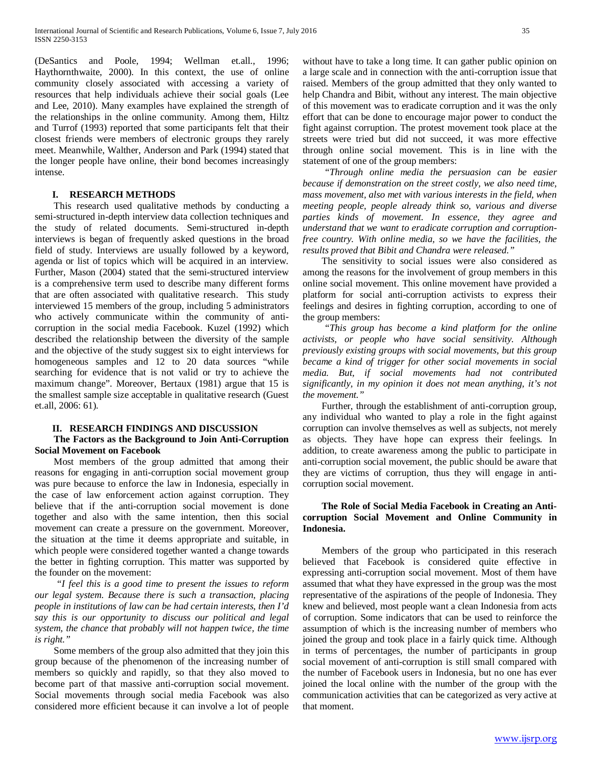(DeSantics and Poole, 1994; Wellman et.all., 1996; Haythornthwaite, 2000). In this context, the use of online community closely associated with accessing a variety of resources that help individuals achieve their social goals (Lee and Lee, 2010). Many examples have explained the strength of the relationships in the online community. Among them, Hiltz and Turrof (1993) reported that some participants felt that their closest friends were members of electronic groups they rarely meet. Meanwhile, Walther, Anderson and Park (1994) stated that the longer people have online, their bond becomes increasingly intense.

## I. RESEARCH METHODS

This research used qualitative methods by conducting a semi-structured in-depth interview data collection techniques and the study of related documents. Semi-structured in-depth interviews is began of frequently asked questions in the broad field of study. Interviews are usually followed by a keyword, agenda or list of topics which will be acquired in an interview. Further, Mason (2004) stated that the semi-structured interview is a comprehensive term used to describe many different forms that are often associated with qualitative research. This study interviewed 15 members of the group, including 5 administrators who actively communicate within the community of anti-corruption in the social media Facebook. Kuzel (1992) which described the relationship between the diversity of the sample and the objective of the study suggest six to eight interviews for homogeneous samples and 12 to 20 data sources "while searching for evidence that is not valid or try to achieve the maximum change". Moreover, Bertaux (1981) argue that 15 is the smallest sample size acceptable in qualitative research (Guest et.all, 2006: 61).

## II. RESEARCH FINDINGS AND DISCUSSION

### The Factors as the Background to Join Anti-Corruption Social Movement on Facebook

Most members of the group admitted that among their reasons for engaging in anti-corruption social movement group was pure because to enforce the law in Indonesia, especially in the case of law enforcement action against corruption. They believe that if the anti-corruption social movement is done together and also with the same intention, then this social movement can create a pressure on the government. Moreover, the situation at the time it deems appropriate and suitable, in which people were considered together wanted a change towards the better in fighting corruption. This matter was supported by the founder on the movement:

*"I feel this is a good time to present the issues to reform our legal system. Because there is such a transaction, placing people in institutions of law can be had certain interests, then I'd say this is our opportunity to discuss our political and legal system, the chance that probably will not happen twice, the time is right."*

Some members of the group also admitted that they join this group because of the phenomenon of the increasing number of members so quickly and rapidly, so that they also moved to become part of that massive anti-corruption social movement. Social movements through social media Facebook was also considered more efficient because it can involve a lot of people without have to take a long time. It can gather public opinion on a large scale and in connection with the anti-corruption issue that raised. Members of the group admitted that they only wanted to help Chandra and Bibit, without any interest. The main objective of this movement was to eradicate corruption and it was the only effort that can be done to encourage major power to conduct the fight against corruption. The protest movement took place at the streets were tried but did not succeed, it was more effective through online social movement. This is in line with the statement of one of the group members:

*"Through online media the persuasion can be easier because if demonstration on the street costly, we also need time, mass movement, also met with various interests in the field, when meeting people, people already think so, various and diverse parties kinds of movement. In essence, they agree and understand that we want to eradicate corruption and corruption-free country. With online media, so we have the facilities, the results proved that Bibit and Chandra were released."*

The sensitivity to social issues were also considered as among the reasons for the involvement of group members in this online social movement. This online movement have provided a platform for social anti-corruption activists to express their feelings and desires in fighting corruption, according to one of the group members:

*"This group has become a kind platform for the online activists, or people who have social sensitivity. Although previously existing groups with social movements, but this group became a kind of trigger for other social movements in social media. But, if social movements had not contributed significantly, in my opinion it does not mean anything, it's not the movement."*

Further, through the establishment of anti-corruption group, any individual who wanted to play a role in the fight against corruption can involve themselves as well as subjects, not merely as objects. They have hope can express their feelings. In addition, to create awareness among the public to participate in anti-corruption social movement, the public should be aware that they are victims of corruption, thus they will engage in anti-corruption social movement.

### The Role of Social Media Facebook in Creating an Anti-corruption Social Movement and Online Community in Indonesia.

Members of the group who participated in this reserach believed that Facebook is considered quite effective in expressing anti-corruption social movement. Most of them have assumed that what they have expressed in the group was the most representative of the aspirations of the people of Indonesia. They knew and believed, most people want a clean Indonesia from acts of corruption. Some indicators that can be used to reinforce the assumption of which is the increasing number of members who joined the group and took place in a fairly quick time. Although in terms of percentages, the number of participants in group social movement of anti-corruption is still small compared with the number of Facebook users in Indonesia, but no one has ever joined the local online with the number of the group with the communication activities that can be categorized as very active at that moment.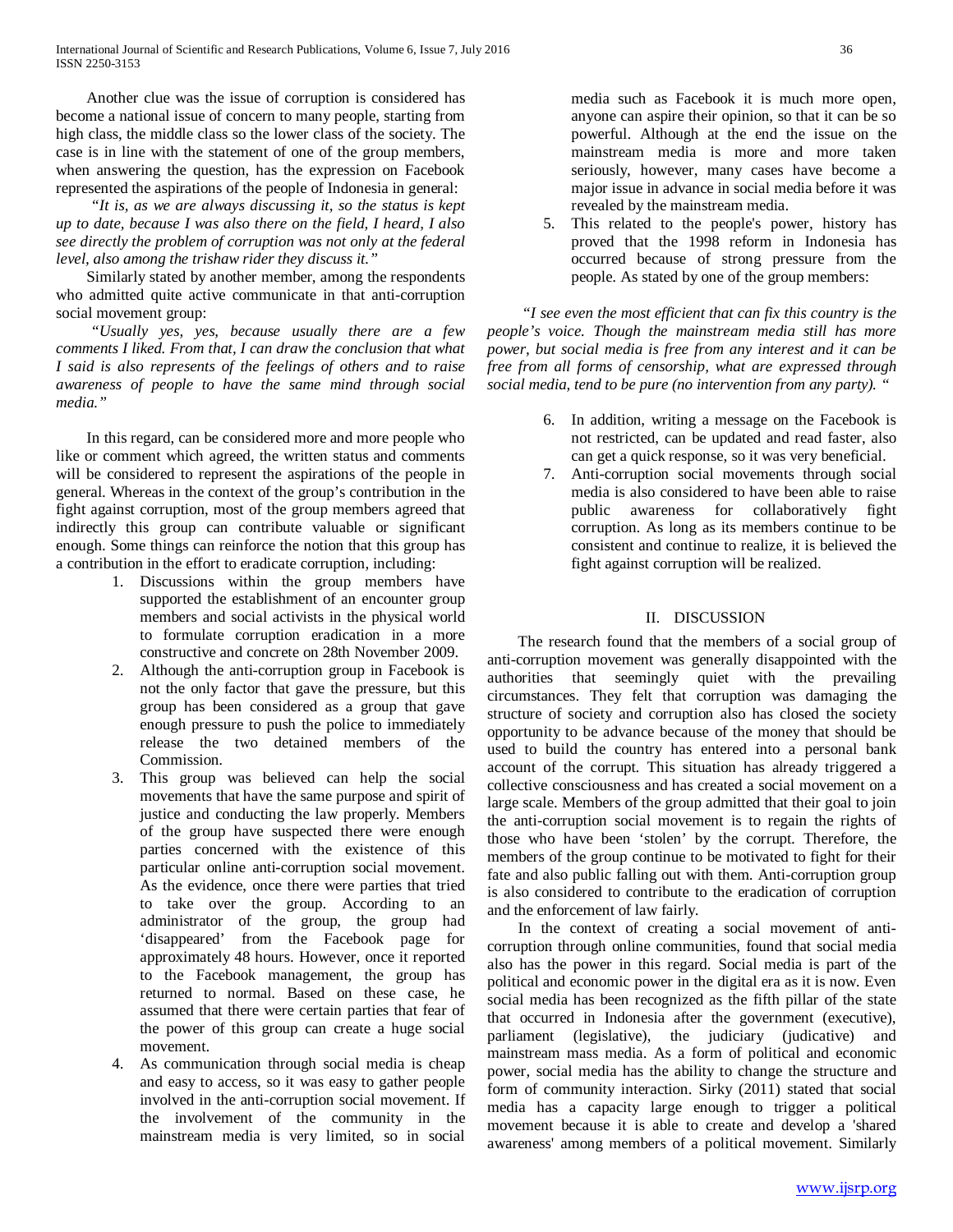Another clue was the issue of corruption is considered has become a national issue of concern to many people, starting from high class, the middle class so the lower class of the society. The case is in line with the statement of one of the group members, when answering the question, has the expression on Facebook represented the aspirations of the people of Indonesia in general:

*"It is, as we are always discussing it, so the status is kept up to date, because I was also there on the field, I heard, I also see directly the problem of corruption was not only at the federal level, also among the trishaw rider they discuss it."*

Similarly stated by another member, among the respondents who admitted quite active communicate in that anti-corruption social movement group:

*"Usually yes, yes, because usually there are a few comments I liked. From that, I can draw the conclusion that what I said is also represents of the feelings of others and to raise awareness of people to have the same mind through social media."*

In this regard, can be considered more and more people who like or comment which agreed, the written status and comments will be considered to represent the aspirations of the people in general. Whereas in the context of the group's contribution in the fight against corruption, most of the group members agreed that indirectly this group can contribute valuable or significant enough. Some things can reinforce the notion that this group has a contribution in the effort to eradicate corruption, including:

1. Discussions within the group members have supported the establishment of an encounter group members and social activists in the physical world to formulate corruption eradication in a more constructive and concrete on 28th November 2009.
2. Although the anti-corruption group in Facebook is not the only factor that gave the pressure, but this group has been considered as a group that gave enough pressure to push the police to immediately release the two detained members of the Commission.
3. This group was believed can help the social movements that have the same purpose and spirit of justice and conducting the law properly. Members of the group have suspected there were enough parties concerned with the existence of this particular online anti-corruption social movement. As the evidence, once there were parties that tried to take over the group. According to an administrator of the group, the group had 'disappeared' from the Facebook page for approximately 48 hours. However, once it reported to the Facebook management, the group has returned to normal. Based on these case, he assumed that there were certain parties that fear of the power of this group can create a huge social movement.
4. As communication through social media is cheap and easy to access, so it was easy to gather people involved in the anti-corruption social movement. If the involvement of the community in the mainstream media is very limited, so in social media such as Facebook it is much more open, anyone can aspire their opinion, so that it can be so powerful. Although at the end the issue on the mainstream media is more and more taken seriously, however, many cases have become a major issue in advance in social media before it was revealed by the mainstream media.
5. This related to the people's power, history has proved that the 1998 reform in Indonesia has occurred because of strong pressure from the people. As stated by one of the group members:

*"I see even the most efficient that can fix this country is the people's voice. Though the mainstream media still has more power, but social media is free from any interest and it can be free from all forms of censorship, what are expressed through social media, tend to be pure (no intervention from any party). "*

6. In addition, writing a message on the Facebook is not restricted, can be updated and read faster, also can get a quick response, so it was very beneficial.
7. Anti-corruption social movements through social media is also considered to have been able to raise public awareness for collaboratively fight corruption. As long as its members continue to be consistent and continue to realize, it is believed the fight against corruption will be realized.

## II. DISCUSSION

The research found that the members of a social group of anti-corruption movement was generally disappointed with the authorities that seemingly quiet with the prevailing circumstances. They felt that corruption was damaging the structure of society and corruption also has closed the society opportunity to be advance because of the money that should be used to build the country has entered into a personal bank account of the corrupt. This situation has already triggered a collective consciousness and has created a social movement on a large scale. Members of the group admitted that their goal to join the anti-corruption social movement is to regain the rights of those who have been 'stolen' by the corrupt. Therefore, the members of the group continue to be motivated to fight for their fate and also public falling out with them. Anti-corruption group is also considered to contribute to the eradication of corruption and the enforcement of law fairly.

In the context of creating a social movement of anti-corruption through online communities, found that social media also has the power in this regard. Social media is part of the political and economic power in the digital era as it is now. Even social media has been recognized as the fifth pillar of the state that occurred in Indonesia after the government (executive), parliament (legislative), the judiciary (judicative) and mainstream mass media. As a form of political and economic power, social media has the ability to change the structure and form of community interaction. Sirky (2011) stated that social media has a capacity large enough to trigger a political movement because it is able to create and develop a 'shared awareness' among members of a political movement. Similarly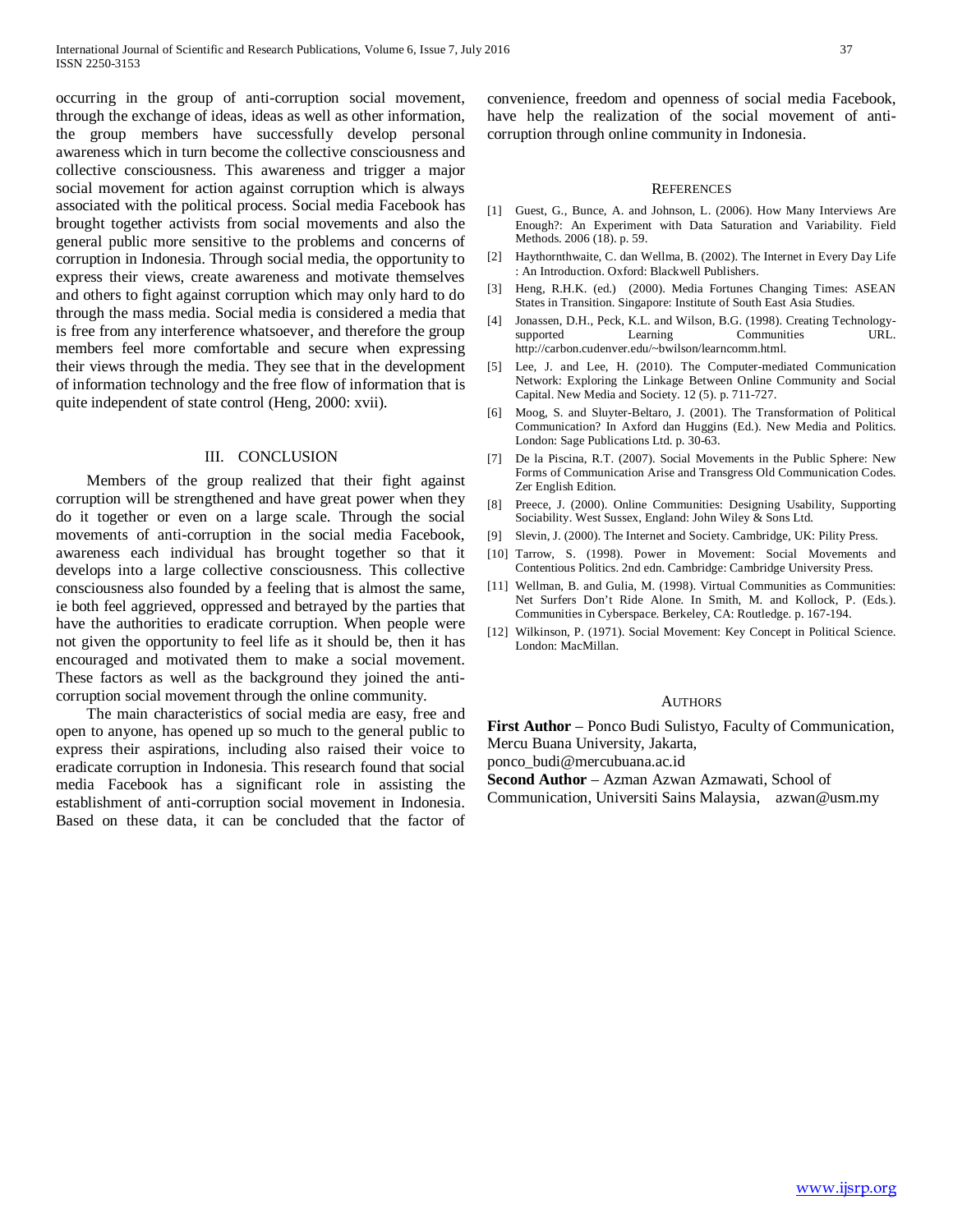occurring in the group of anti-corruption social movement, through the exchange of ideas, ideas as well as other information, the group members have successfully develop personal awareness which in turn become the collective consciousness and collective consciousness. This awareness and trigger a major social movement for action against corruption which is always associated with the political process. Social media Facebook has brought together activists from social movements and also the general public more sensitive to the problems and concerns of corruption in Indonesia. Through social media, the opportunity to express their views, create awareness and motivate themselves and others to fight against corruption which may only hard to do through the mass media. Social media is considered a media that is free from any interference whatsoever, and therefore the group members feel more comfortable and secure when expressing their views through the media. They see that in the development of information technology and the free flow of information that is quite independent of state control (Heng, 2000: xvii).

## III. CONCLUSION

Members of the group realized that their fight against corruption will be strengthened and have great power when they do it together or even on a large scale. Through the social movements of anti-corruption in the social media Facebook, awareness each individual has brought together so that it develops into a large collective consciousness. This collective consciousness also founded by a feeling that is almost the same, ie both feel aggrieved, oppressed and betrayed by the parties that have the authorities to eradicate corruption. When people were not given the opportunity to feel life as it should be, then it has encouraged and motivated them to make a social movement. These factors as well as the background they joined the anti-corruption social movement through the online community.

The main characteristics of social media are easy, free and open to anyone, has opened up so much to the general public to express their aspirations, including also raised their voice to eradicate corruption in Indonesia. This research found that social media Facebook has a significant role in assisting the establishment of anti-corruption social movement in Indonesia. Based on these data, it can be concluded that the factor of convenience, freedom and openness of social media Facebook, have help the realization of the social movement of anti-corruption through online community in Indonesia.

## REFERENCES

[1] Guest, G., Bunce, A. and Johnson, L. (2006). How Many Interviews Are Enough?: An Experiment with Data Saturation and Variability. Field Methods. 2006 (18). p. 59.

[2] Haythornthwaite, C. dan Wellma, B. (2002). The Internet in Every Day Life : An Introduction. Oxford: Blackwell Publishers.

[3] Heng, R.H.K. (ed.) (2000). Media Fortunes Changing Times: ASEAN States in Transition. Singapore: Institute of South East Asia Studies.

[4] Jonassen, D.H., Peck, K.L. and Wilson, B.G. (1998). Creating Technology-supported Learning Communities URL. http://carbon.cudenver.edu/~bwilson/learncomm.html.

[5] Lee, J. and Lee, H. (2010). The Computer-mediated Communication Network: Exploring the Linkage Between Online Community and Social Capital. New Media and Society. 12 (5). p. 711-727.

[6] Moog, S. and Sluyter-Beltaro, J. (2001). The Transformation of Political Communication? In Axford dan Huggins (Ed.). New Media and Politics. London: Sage Publications Ltd. p. 30-63.

[7] De la Piscina, R.T. (2007). Social Movements in the Public Sphere: New Forms of Communication Arise and Transgress Old Communication Codes. Zer English Edition.

[8] Preece, J. (2000). Online Communities: Designing Usability, Supporting Sociability. West Sussex, England: John Wiley & Sons Ltd.

[9] Slevin, J. (2000). The Internet and Society. Cambridge, UK: Pility Press.

[10] Tarrow, S. (1998). Power in Movement: Social Movements and Contentious Politics. 2nd edn. Cambridge: Cambridge University Press.

[11] Wellman, B. and Gulia, M. (1998). Virtual Communities as Communities: Net Surfers Don't Ride Alone. In Smith, M. and Kollock, P. (Eds.). Communities in Cyberspace. Berkeley, CA: Routledge. p. 167-194.

[12] Wilkinson, P. (1971). Social Movement: Key Concept in Political Science. London: MacMillan.

## AUTHORS

**First Author** – Ponco Budi Sulistyo, Faculty of Communication, Mercu Buana University, Jakarta, ponco_budi@mercubuana.ac.id

**Second Author** – Azman Azwan Azmawati, School of Communication, Universiti Sains Malaysia, azwan@usm.my